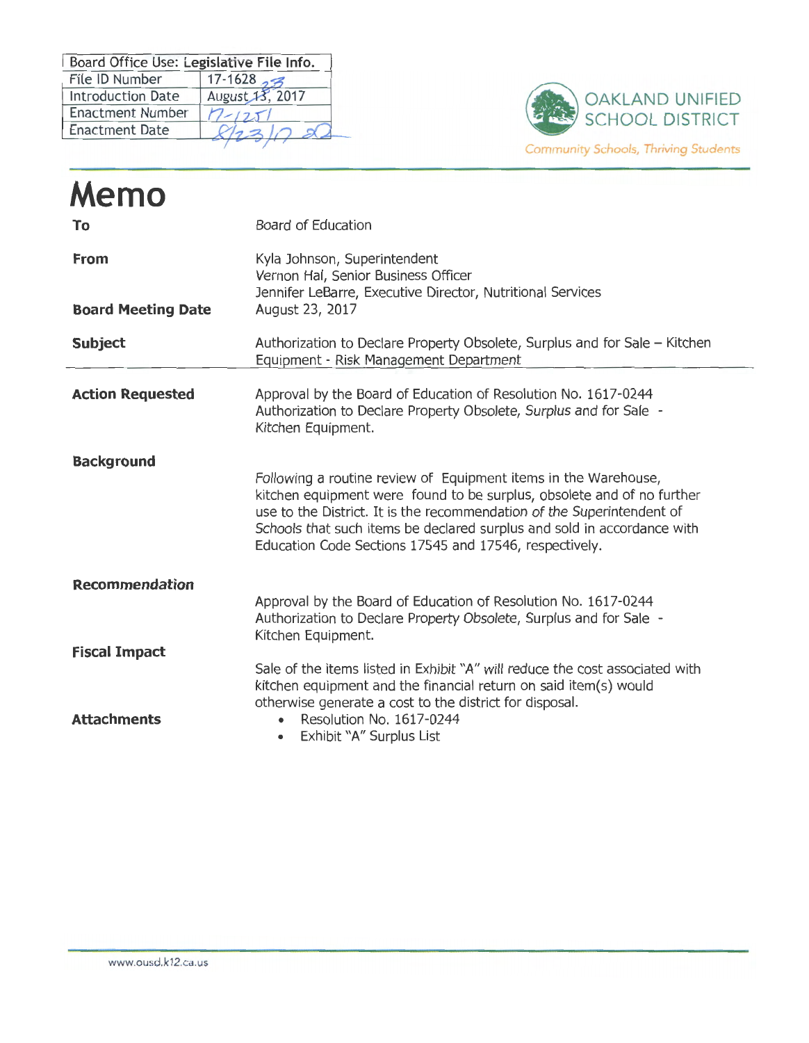| Board Office Use: Legislative File Info. | |
|---|---|
| File ID Number | 17-1628 |
| Introduction Date | August 23, 2017 |
| Enactment Number | 17-1251 |
| Enactment Date | 8/23/17 |

OAKLAND UNIFIED SCHOOL DISTRICT

Community Schools, Thriving Students

# Memo

**To**
Board of Education

**From**
Kyla Johnson, Superintendent
Vernon Hal, Senior Business Officer
Jennifer LeBarre, Executive Director, Nutritional Services

**Board Meeting Date**
August 23, 2017

**Subject**
Authorization to Declare Property Obsolete, Surplus and for Sale – Kitchen Equipment - Risk Management Department

**Action Requested**
Approval by the Board of Education of Resolution No. 1617-0244 Authorization to Declare Property Obsolete, Surplus and for Sale - Kitchen Equipment.

**Background**
Following a routine review of Equipment items in the Warehouse, kitchen equipment were found to be surplus, obsolete and of no further use to the District. It is the recommendation of the Superintendent of Schools that such items be declared surplus and sold in accordance with Education Code Sections 17545 and 17546, respectively.

**Recommendation**
Approval by the Board of Education of Resolution No. 1617-0244 Authorization to Declare Property Obsolete, Surplus and for Sale - Kitchen Equipment.

**Fiscal Impact**
Sale of the items listed in Exhibit "A" will reduce the cost associated with kitchen equipment and the financial return on said item(s) would otherwise generate a cost to the district for disposal.

**Attachments**

- Resolution No. 1617-0244
- Exhibit "A" Surplus List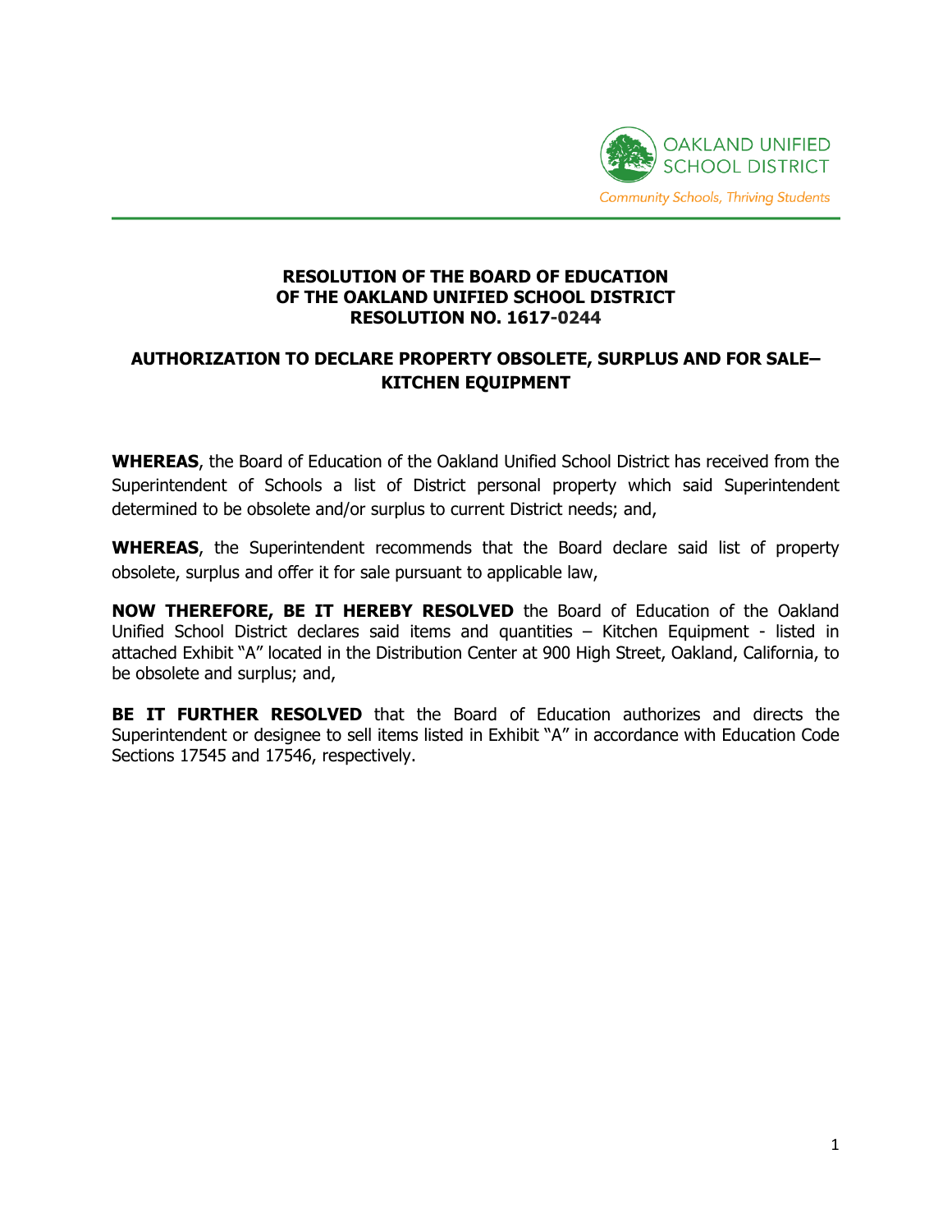**RESOLUTION OF THE BOARD OF EDUCATION**
**OF THE OAKLAND UNIFIED SCHOOL DISTRICT**
**RESOLUTION NO. 1617-0244**

**AUTHORIZATION TO DECLARE PROPERTY OBSOLETE, SURPLUS AND FOR SALE– KITCHEN EQUIPMENT**

**WHEREAS**, the Board of Education of the Oakland Unified School District has received from the Superintendent of Schools a list of District personal property which said Superintendent determined to be obsolete and/or surplus to current District needs; and,

**WHEREAS**, the Superintendent recommends that the Board declare said list of property obsolete, surplus and offer it for sale pursuant to applicable law,

**NOW THEREFORE, BE IT HEREBY RESOLVED** the Board of Education of the Oakland Unified School District declares said items and quantities – Kitchen Equipment - listed in attached Exhibit "A" located in the Distribution Center at 900 High Street, Oakland, California, to be obsolete and surplus; and,

**BE IT FURTHER RESOLVED** that the Board of Education authorizes and directs the Superintendent or designee to sell items listed in Exhibit "A" in accordance with Education Code Sections 17545 and 17546, respectively.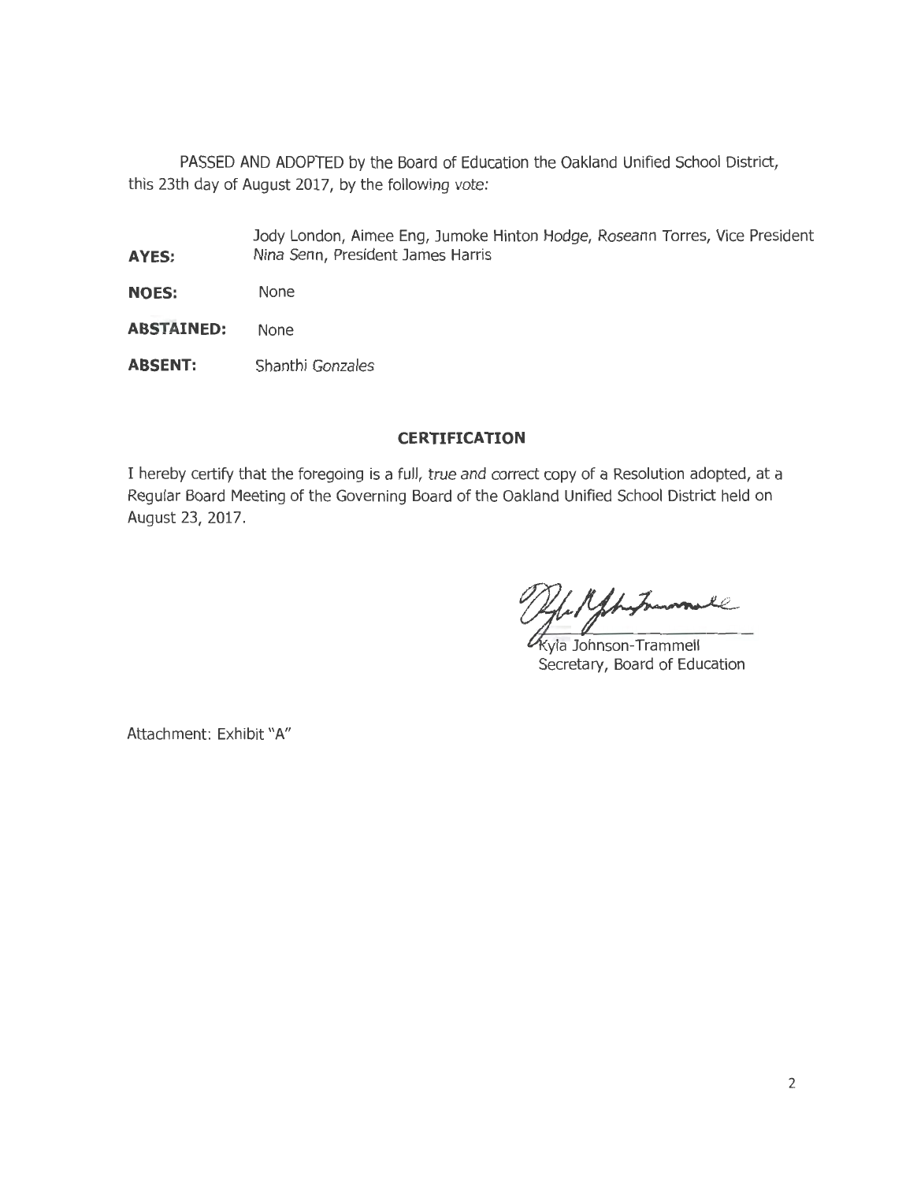PASSED AND ADOPTED by the Board of Education the Oakland Unified School District, this 23th day of August 2017, by the following vote:

| | |
|---|---|
| **AYES:** | Jody London, Aimee Eng, Jumoke Hinton Hodge, Roseann Torres, Vice President Nina Senn, President James Harris |
| **NOES:** | None |
| **ABSTAINED:** | None |
| **ABSENT:** | Shanthi Gonzales |

## CERTIFICATION

I hereby certify that the foregoing is a full, true and correct copy of a Resolution adopted, at a Regular Board Meeting of the Governing Board of the Oakland Unified School District held on August 23, 2017.

Kyla Johnson-Trammell
Secretary, Board of Education

Attachment: Exhibit "A"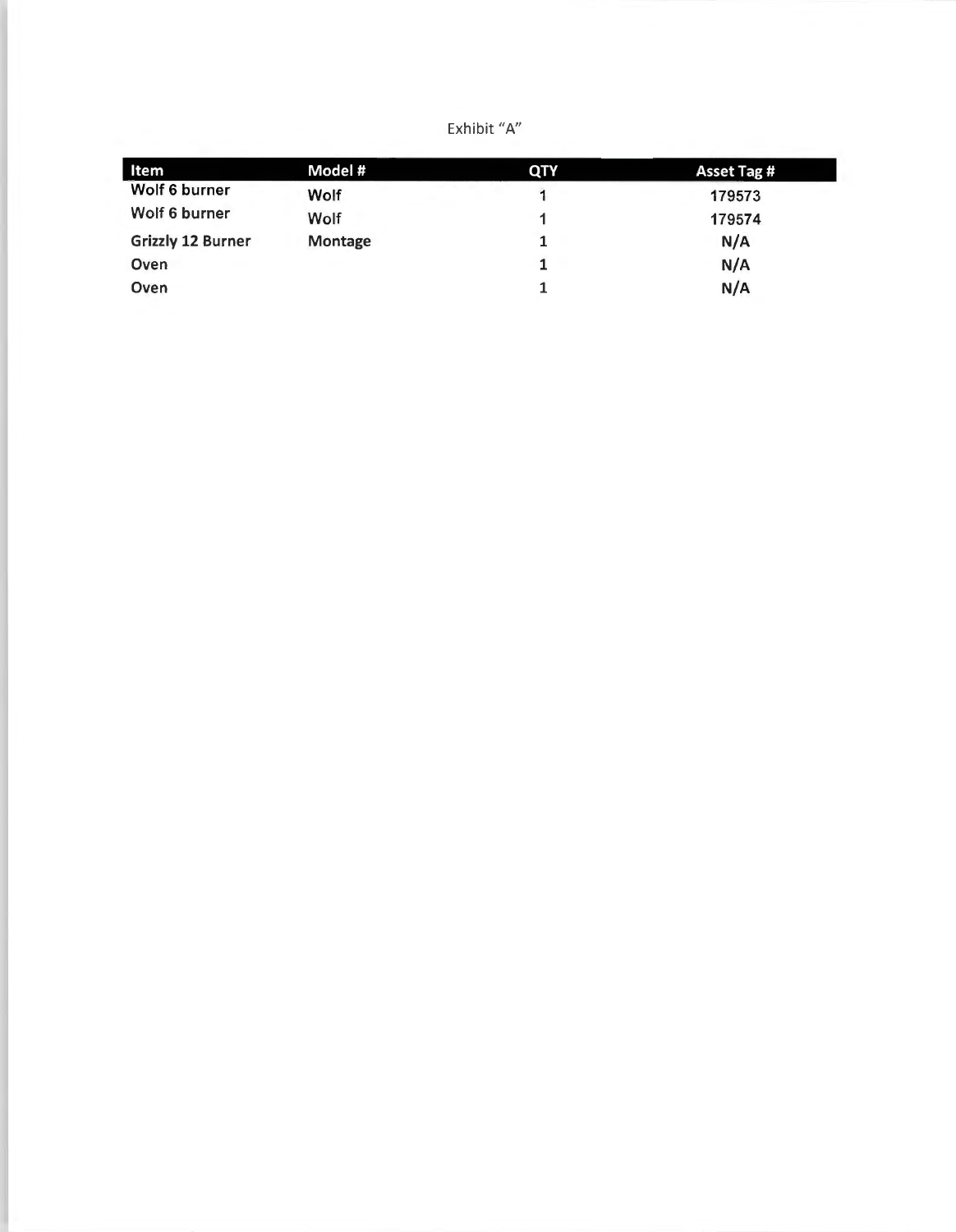Exhibit "A"

| Item | Model # | QTY | Asset Tag # |
| --- | --- | --- | --- |
| Wolf 6 burner | Wolf | 1 | 179573 |
| Wolf 6 burner | Wolf | 1 | 179574 |
| Grizzly 12 Burner | Montage | 1 | N/A |
| Oven | | 1 | N/A |
| Oven | | 1 | N/A |